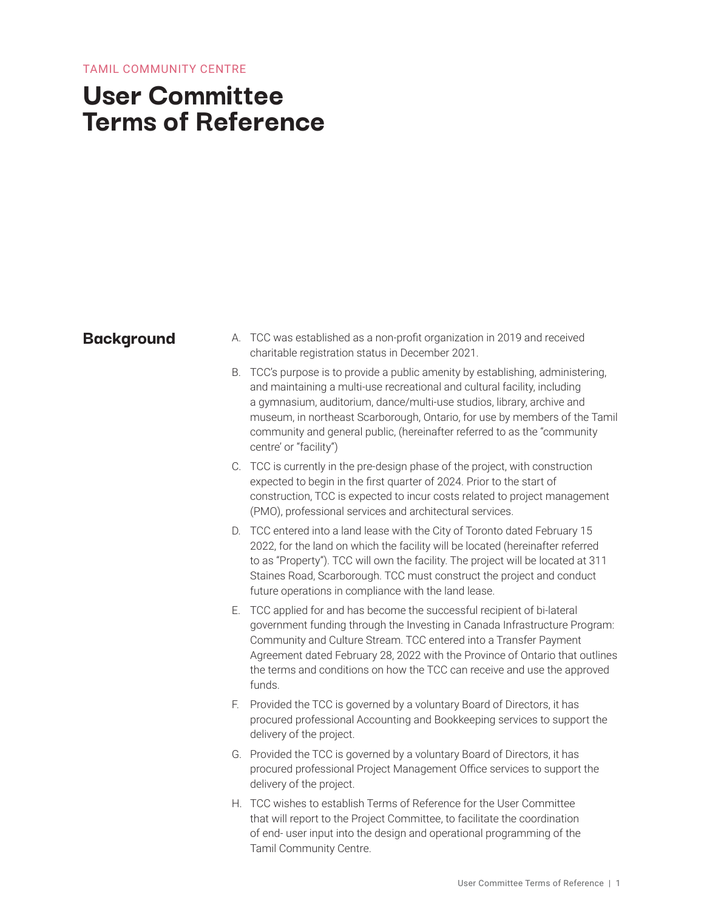TAMIL COMMUNITY CENTRE

# User Committee Terms of Reference

## Background

A. TCC was established as a non-profit organization in 2019 and received charitable registration status in December 2021.

B. TCC's purpose is to provide a public amenity by establishing, administering, and maintaining a multi-use recreational and cultural facility, including a gymnasium, auditorium, dance/multi-use studios, library, archive and museum, in northeast Scarborough, Ontario, for use by members of the Tamil community and general public, (hereinafter referred to as the "community centre' or "facility")

C. TCC is currently in the pre-design phase of the project, with construction expected to begin in the first quarter of 2024. Prior to the start of construction, TCC is expected to incur costs related to project management (PMO), professional services and architectural services.

D. TCC entered into a land lease with the City of Toronto dated February 15 2022, for the land on which the facility will be located (hereinafter referred to as "Property"). TCC will own the facility. The project will be located at 311 Staines Road, Scarborough. TCC must construct the project and conduct future operations in compliance with the land lease.

E. TCC applied for and has become the successful recipient of bi-lateral government funding through the Investing in Canada Infrastructure Program: Community and Culture Stream. TCC entered into a Transfer Payment Agreement dated February 28, 2022 with the Province of Ontario that outlines the terms and conditions on how the TCC can receive and use the approved funds.

F. Provided the TCC is governed by a voluntary Board of Directors, it has procured professional Accounting and Bookkeeping services to support the delivery of the project.

G. Provided the TCC is governed by a voluntary Board of Directors, it has procured professional Project Management Office services to support the delivery of the project.

H. TCC wishes to establish Terms of Reference for the User Committee that will report to the Project Committee, to facilitate the coordination of end- user input into the design and operational programming of the Tamil Community Centre.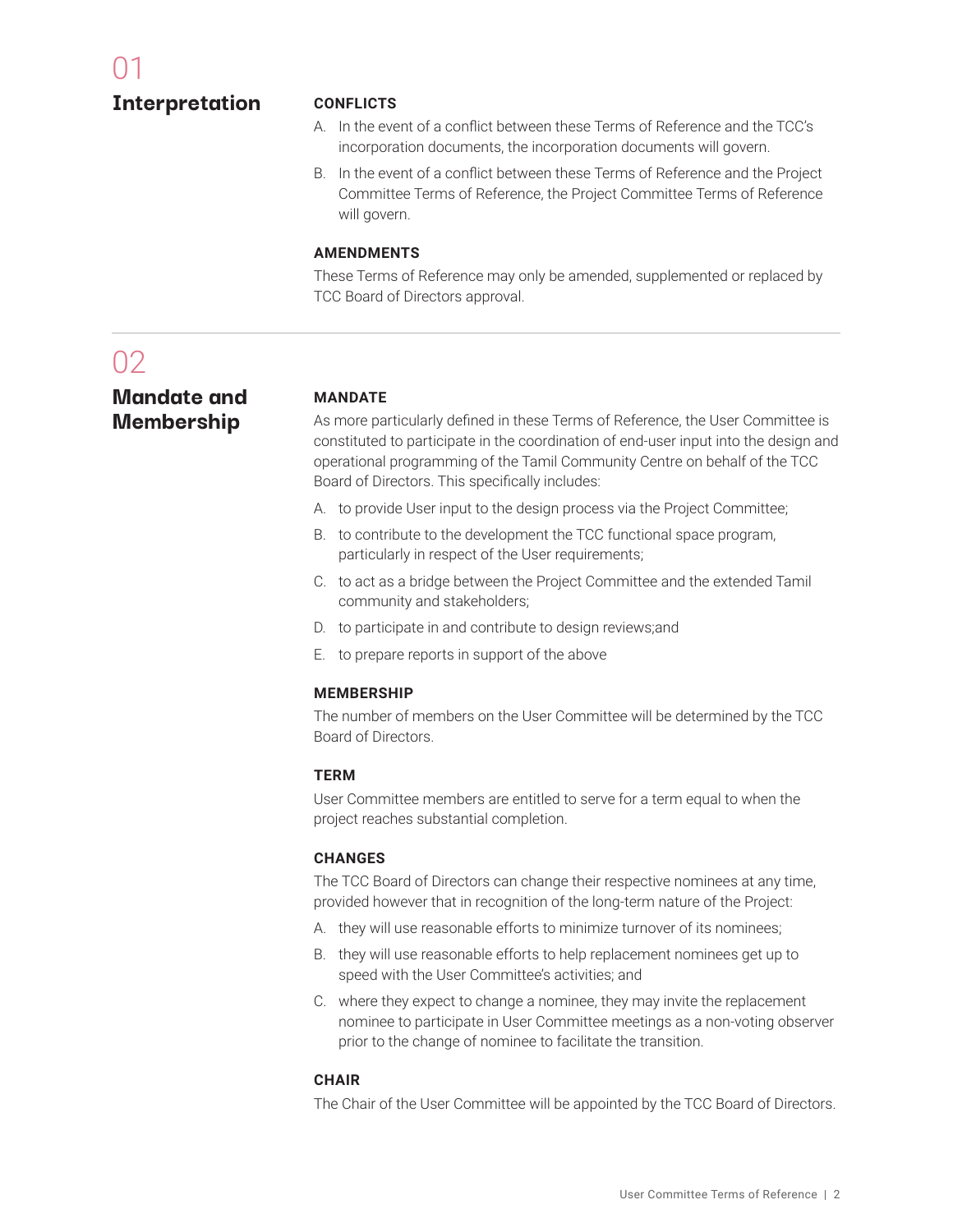# 01 Interpretation

### CONFLICTS

A. In the event of a conflict between these Terms of Reference and the TCC's incorporation documents, the incorporation documents will govern.

B. In the event of a conflict between these Terms of Reference and the Project Committee Terms of Reference, the Project Committee Terms of Reference will govern.

### AMENDMENTS

These Terms of Reference may only be amended, supplemented or replaced by TCC Board of Directors approval.

# 02 Mandate and Membership

### MANDATE

As more particularly defined in these Terms of Reference, the User Committee is constituted to participate in the coordination of end-user input into the design and operational programming of the Tamil Community Centre on behalf of the TCC Board of Directors. This specifically includes:

A. to provide User input to the design process via the Project Committee;

B. to contribute to the development the TCC functional space program, particularly in respect of the User requirements;

C. to act as a bridge between the Project Committee and the extended Tamil community and stakeholders;

D. to participate in and contribute to design reviews;and

E. to prepare reports in support of the above

### MEMBERSHIP

The number of members on the User Committee will be determined by the TCC Board of Directors.

### TERM

User Committee members are entitled to serve for a term equal to when the project reaches substantial completion.

### CHANGES

The TCC Board of Directors can change their respective nominees at any time, provided however that in recognition of the long-term nature of the Project:

A. they will use reasonable efforts to minimize turnover of its nominees;

B. they will use reasonable efforts to help replacement nominees get up to speed with the User Committee's activities; and

C. where they expect to change a nominee, they may invite the replacement nominee to participate in User Committee meetings as a non-voting observer prior to the change of nominee to facilitate the transition.

### CHAIR

The Chair of the User Committee will be appointed by the TCC Board of Directors.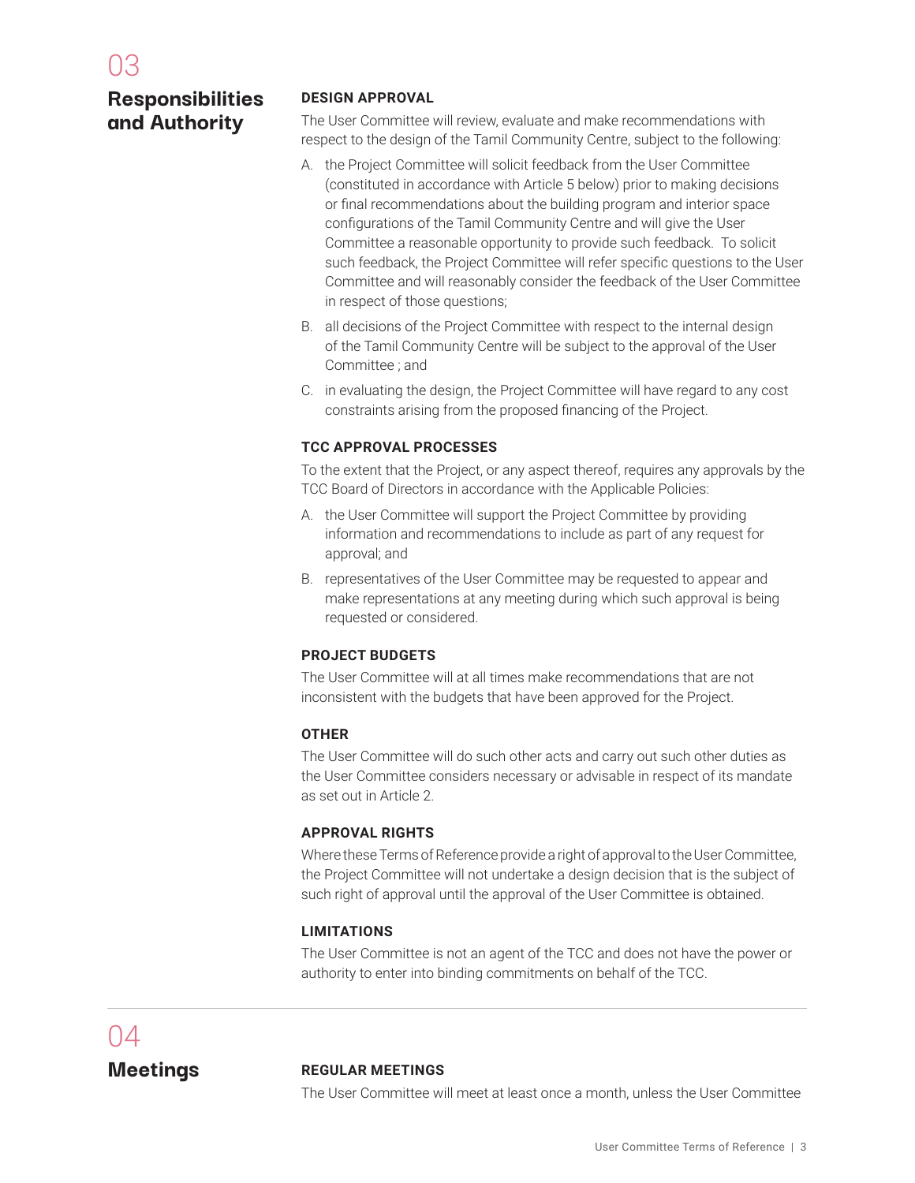## 03 Responsibilities and Authority

### DESIGN APPROVAL

The User Committee will review, evaluate and make recommendations with respect to the design of the Tamil Community Centre, subject to the following:

A. the Project Committee will solicit feedback from the User Committee (constituted in accordance with Article 5 below) prior to making decisions or final recommendations about the building program and interior space configurations of the Tamil Community Centre and will give the User Committee a reasonable opportunity to provide such feedback. To solicit such feedback, the Project Committee will refer specific questions to the User Committee and will reasonably consider the feedback of the User Committee in respect of those questions;

B. all decisions of the Project Committee with respect to the internal design of the Tamil Community Centre will be subject to the approval of the User Committee ; and

C. in evaluating the design, the Project Committee will have regard to any cost constraints arising from the proposed financing of the Project.

### TCC APPROVAL PROCESSES

To the extent that the Project, or any aspect thereof, requires any approvals by the TCC Board of Directors in accordance with the Applicable Policies:

A. the User Committee will support the Project Committee by providing information and recommendations to include as part of any request for approval; and

B. representatives of the User Committee may be requested to appear and make representations at any meeting during which such approval is being requested or considered.

### PROJECT BUDGETS

The User Committee will at all times make recommendations that are not inconsistent with the budgets that have been approved for the Project.

### OTHER

The User Committee will do such other acts and carry out such other duties as the User Committee considers necessary or advisable in respect of its mandate as set out in Article 2.

### APPROVAL RIGHTS

Where these Terms of Reference provide a right of approval to the User Committee, the Project Committee will not undertake a design decision that is the subject of such right of approval until the approval of the User Committee is obtained.

### LIMITATIONS

The User Committee is not an agent of the TCC and does not have the power or authority to enter into binding commitments on behalf of the TCC.

## 04 Meetings

### REGULAR MEETINGS

The User Committee will meet at least once a month, unless the User Committee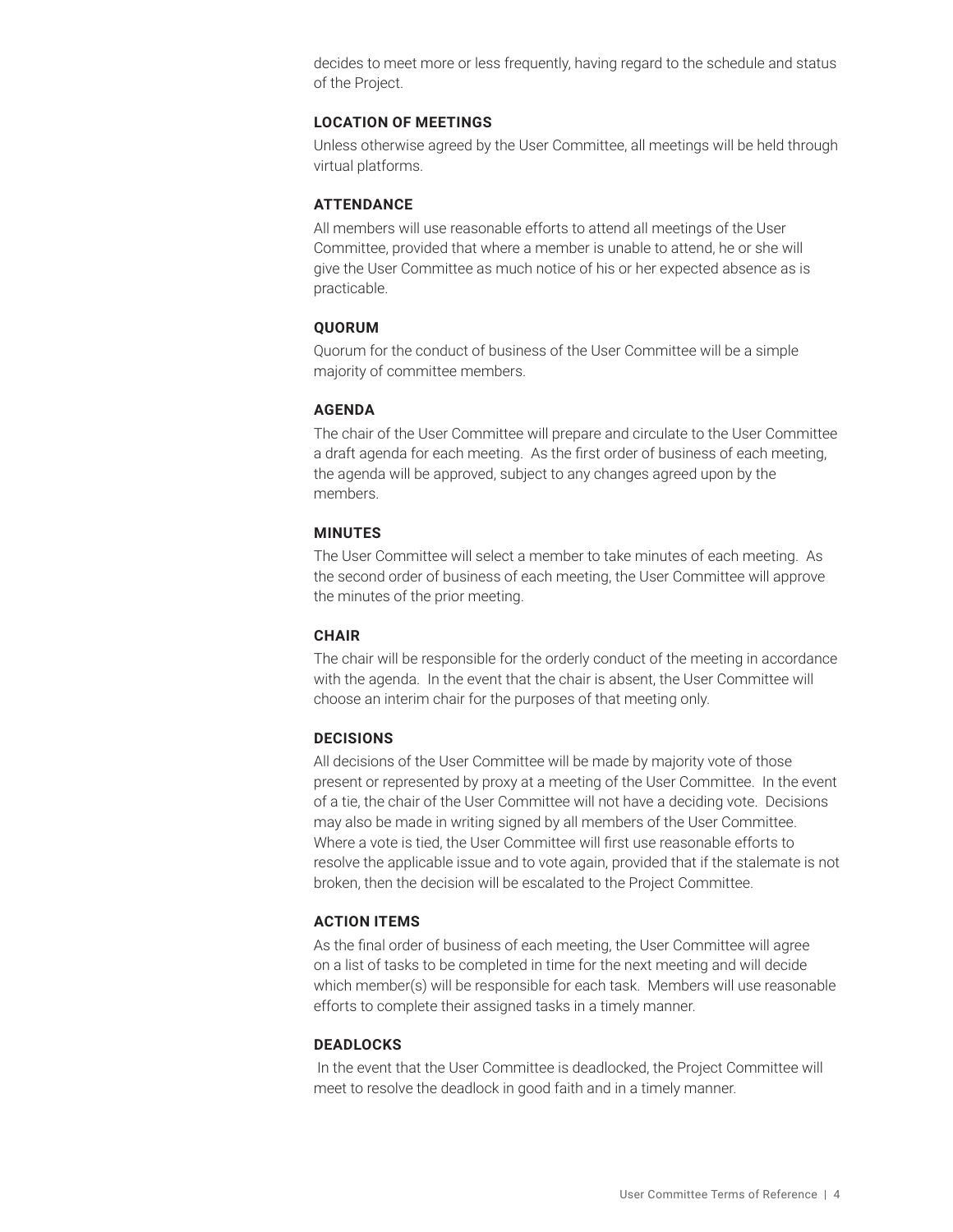decides to meet more or less frequently, having regard to the schedule and status of the Project.

### LOCATION OF MEETINGS

Unless otherwise agreed by the User Committee, all meetings will be held through virtual platforms.

### ATTENDANCE

All members will use reasonable efforts to attend all meetings of the User Committee, provided that where a member is unable to attend, he or she will give the User Committee as much notice of his or her expected absence as is practicable.

### QUORUM

Quorum for the conduct of business of the User Committee will be a simple majority of committee members.

### AGENDA

The chair of the User Committee will prepare and circulate to the User Committee a draft agenda for each meeting. As the first order of business of each meeting, the agenda will be approved, subject to any changes agreed upon by the members.

### MINUTES

The User Committee will select a member to take minutes of each meeting. As the second order of business of each meeting, the User Committee will approve the minutes of the prior meeting.

### CHAIR

The chair will be responsible for the orderly conduct of the meeting in accordance with the agenda. In the event that the chair is absent, the User Committee will choose an interim chair for the purposes of that meeting only.

### DECISIONS

All decisions of the User Committee will be made by majority vote of those present or represented by proxy at a meeting of the User Committee. In the event of a tie, the chair of the User Committee will not have a deciding vote. Decisions may also be made in writing signed by all members of the User Committee. Where a vote is tied, the User Committee will first use reasonable efforts to resolve the applicable issue and to vote again, provided that if the stalemate is not broken, then the decision will be escalated to the Project Committee.

### ACTION ITEMS

As the final order of business of each meeting, the User Committee will agree on a list of tasks to be completed in time for the next meeting and will decide which member(s) will be responsible for each task. Members will use reasonable efforts to complete their assigned tasks in a timely manner.

### DEADLOCKS

In the event that the User Committee is deadlocked, the Project Committee will meet to resolve the deadlock in good faith and in a timely manner.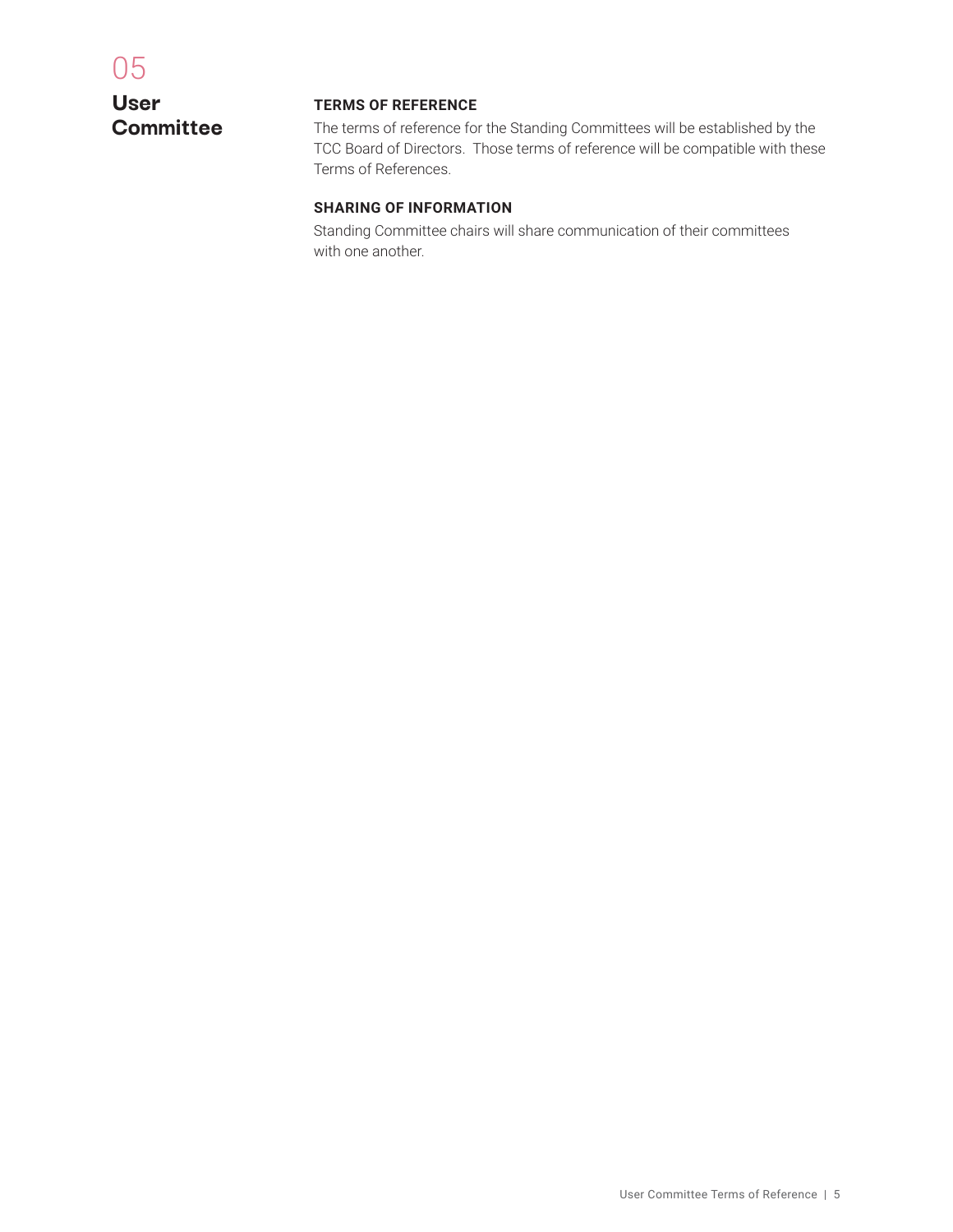## 05 User Committee

### TERMS OF REFERENCE

The terms of reference for the Standing Committees will be established by the TCC Board of Directors. Those terms of reference will be compatible with these Terms of References.

### SHARING OF INFORMATION

Standing Committee chairs will share communication of their committees with one another.